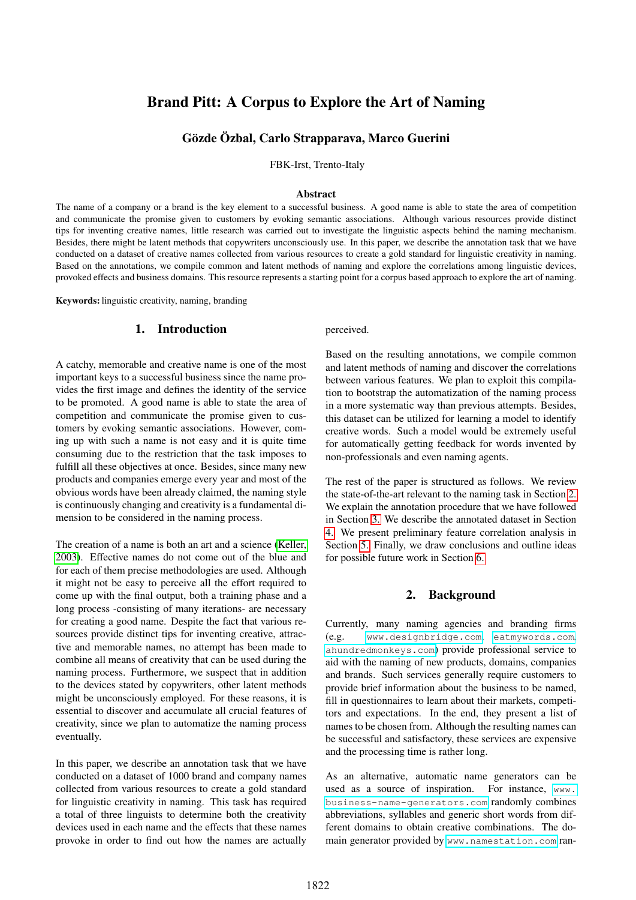# Brand Pitt: A Corpus to Explore the Art of Naming

**Gözde Özbal, Carlo Strapparava, Marco Guerini**

FBK-Irst, Trento-Italy

### Abstract

The name of a company or a brand is the key element to a successful business. A good name is able to state the area of competition and communicate the promise given to customers by evoking semantic associations. Although various resources provide distinct tips for inventing creative names, little research was carried out to investigate the linguistic aspects behind the naming mechanism. Besides, there might be latent methods that copywriters unconsciously use. In this paper, we describe the annotation task that we have conducted on a dataset of creative names collected from various resources to create a gold standard for linguistic creativity in naming. Based on the annotations, we compile common and latent methods of naming and explore the correlations among linguistic devices, provoked effects and business domains. This resource represents a starting point for a corpus based approach to explore the art of naming.

**Keywords:** linguistic creativity, naming, branding

## 1. Introduction

A catchy, memorable and creative name is one of the most important keys to a successful business since the name provides the first image and defines the identity of the service to be promoted. A good name is able to state the area of competition and communicate the promise given to customers by evoking semantic associations. However, coming up with such a name is not easy and it is quite time consuming due to the restriction that the task imposes to fulfill all these objectives at once. Besides, since many new products and companies emerge every year and most of the obvious words have been already claimed, the naming style is continuously changing and creativity is a fundamental dimension to be considered in the naming process.

The creation of a name is both an art and a science (Keller, 2003). Effective names do not come out of the blue and for each of them precise methodologies are used. Although it might not be easy to perceive all the effort required to come up with the final output, both a training phase and a long process -consisting of many iterations- are necessary for creating a good name. Despite the fact that various resources provide distinct tips for inventing creative, attractive and memorable names, no attempt has been made to combine all means of creativity that can be used during the naming process. Furthermore, we suspect that in addition to the devices stated by copywriters, other latent methods might be unconsciously employed. For these reasons, it is essential to discover and accumulate all crucial features of creativity, since we plan to automatize the naming process eventually.

In this paper, we describe an annotation task that we have conducted on a dataset of 1000 brand and company names collected from various resources to create a gold standard for linguistic creativity in naming. This task has required a total of three linguists to determine both the creativity devices used in each name and the effects that these names provoke in order to find out how the names are actually perceived.

Based on the resulting annotations, we compile common and latent methods of naming and discover the correlations between various features. We plan to exploit this compilation to bootstrap the automatization of the naming process in a more systematic way than previous attempts. Besides, this dataset can be utilized for learning a model to identify creative words. Such a model would be extremely useful for automatically getting feedback for words invented by non-professionals and even naming agents.

The rest of the paper is structured as follows. We review the state-of-the-art relevant to the naming task in Section 2. We explain the annotation procedure that we have followed in Section 3. We describe the annotated dataset in Section 4. We present preliminary feature correlation analysis in Section 5. Finally, we draw conclusions and outline ideas for possible future work in Section 6.

## 2. Background

Currently, many naming agencies and branding firms (e.g. www.designbridge.com, eatmywords.com, ahundredmonkeys.com) provide professional service to aid with the naming of new products, domains, companies and brands. Such services generally require customers to provide brief information about the business to be named, fill in questionnaires to learn about their markets, competitors and expectations. In the end, they present a list of names to be chosen from. Although the resulting names can be successful and satisfactory, these services are expensive and the processing time is rather long.

As an alternative, automatic name generators can be used as a source of inspiration. For instance, www.business-name-generators.com randomly combines abbreviations, syllables and generic short words from different domains to obtain creative combinations. The domain generator provided by www.namestation.com ran-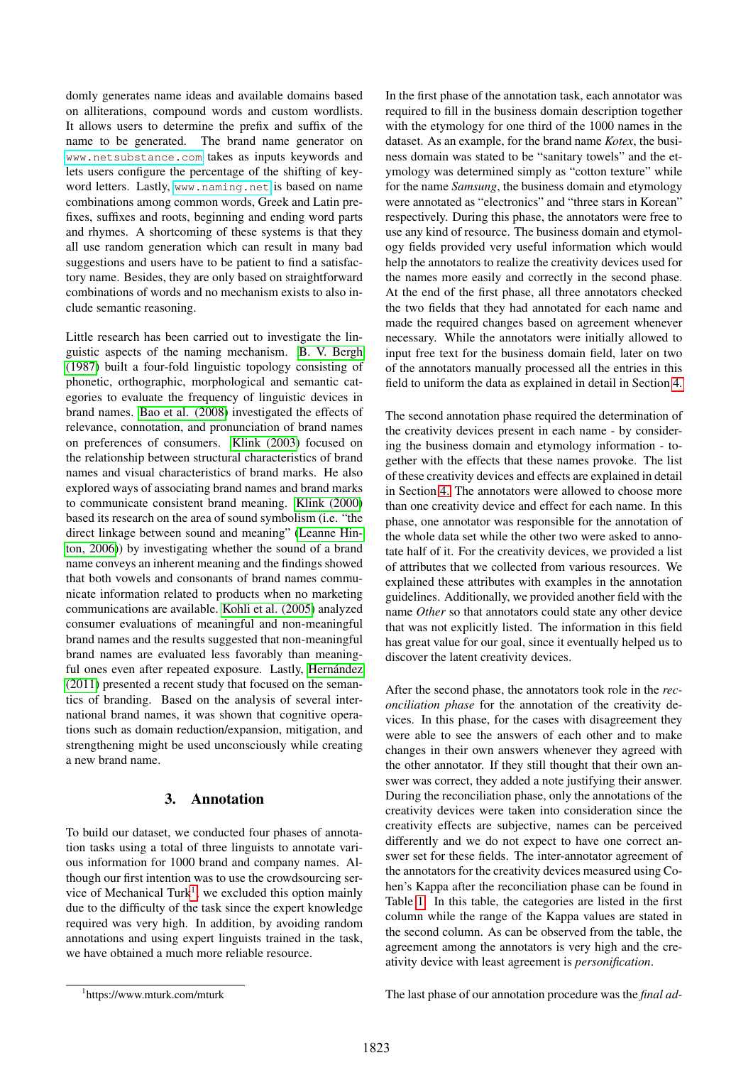domly generates name ideas and available domains based on alliterations, compound words and custom wordlists. It allows users to determine the prefix and suffix of the name to be generated. The brand name generator on www.netsubstance.com takes as inputs keywords and lets users configure the percentage of the shifting of keyword letters. Lastly, www.naming.net is based on name combinations among common words, Greek and Latin prefixes, suffixes and roots, beginning and ending word parts and rhymes. A shortcoming of these systems is that they all use random generation which can result in many bad suggestions and users have to be patient to find a satisfactory name. Besides, they are only based on straightforward combinations of words and no mechanism exists to also include semantic reasoning.

Little research has been carried out to investigate the linguistic aspects of the naming mechanism. B. V. Bergh (1987) built a four-fold linguistic topology consisting of phonetic, orthographic, morphological and semantic categories to evaluate the frequency of linguistic devices in brand names. Bao et al. (2008) investigated the effects of relevance, connotation, and pronunciation of brand names on preferences of consumers. Klink (2003) focused on the relationship between structural characteristics of brand names and visual characteristics of brand marks. He also explored ways of associating brand names and brand marks to communicate consistent brand meaning. Klink (2000) based its research on the area of sound symbolism (i.e. "the direct linkage between sound and meaning" (Leanne Hinton, 2006)) by investigating whether the sound of a brand name conveys an inherent meaning and the findings showed that both vowels and consonants of brand names communicate information related to products when no marketing communications are available. Kohli et al. (2005) analyzed consumer evaluations of meaningful and non-meaningful brand names and the results suggested that non-meaningful brand names are evaluated less favorably than meaningful ones even after repeated exposure. Lastly, Hernández (2011) presented a recent study that focused on the semantics of branding. Based on the analysis of several international brand names, it was shown that cognitive operations such as domain reduction/expansion, mitigation, and strengthening might be used unconsciously while creating a new brand name.

## 3. Annotation

To build our dataset, we conducted four phases of annotation tasks using a total of three linguists to annotate various information for 1000 brand and company names. Although our first intention was to use the crowdsourcing service of Mechanical Turk[1], we excluded this option mainly due to the difficulty of the task since the expert knowledge required was very high. In addition, by avoiding random annotations and using expert linguists trained in the task, we have obtained a much more reliable resource.

In the first phase of the annotation task, each annotator was required to fill in the business domain description together with the etymology for one third of the 1000 names in the dataset. As an example, for the brand name *Kotex*, the business domain was stated to be "sanitary towels" and the etymology was determined simply as "cotton texture" while for the name *Samsung*, the business domain and etymology were annotated as "electronics" and "three stars in Korean" respectively. During this phase, the annotators were free to use any kind of resource. The business domain and etymology fields provided very useful information which would help the annotators to realize the creativity devices used for the names more easily and correctly in the second phase. At the end of the first phase, all three annotators checked the two fields that they had annotated for each name and made the required changes based on agreement whenever necessary. While the annotators were initially allowed to input free text for the business domain field, later on two of the annotators manually processed all the entries in this field to uniform the data as explained in detail in Section 4.

The second annotation phase required the determination of the creativity devices present in each name - by considering the business domain and etymology information - together with the effects that these names provoke. The list of these creativity devices and effects are explained in detail in Section 4. The annotators were allowed to choose more than one creativity device and effect for each name. In this phase, one annotator was responsible for the annotation of the whole data set while the other two were asked to annotate half of it. For the creativity devices, we provided a list of attributes that we collected from various resources. We explained these attributes with examples in the annotation guidelines. Additionally, we provided another field with the name *Other* so that annotators could state any other device that was not explicitly listed. The information in this field has great value for our goal, since it eventually helped us to discover the latent creativity devices.

After the second phase, the annotators took role in the *reconciliation phase* for the annotation of the creativity devices. In this phase, for the cases with disagreement they were able to see the answers of each other and to make changes in their own answers whenever they agreed with the other annotator. If they still thought that their own answer was correct, they added a note justifying their answer. During the reconciliation phase, only the annotations of the creativity devices were taken into consideration since the creativity effects are subjective, names can be perceived differently and we do not expect to have one correct answer set for these fields. The inter-annotator agreement of the annotators for the creativity devices measured using Cohen's Kappa after the reconciliation phase can be found in Table 1. In this table, the categories are listed in the first column while the range of the Kappa values are stated in the second column. As can be observed from the table, the agreement among the annotators is very high and the creativity device with least agreement is *personification*.

The last phase of our annotation procedure was the *final ad-*

[1] https://www.mturk.com/mturk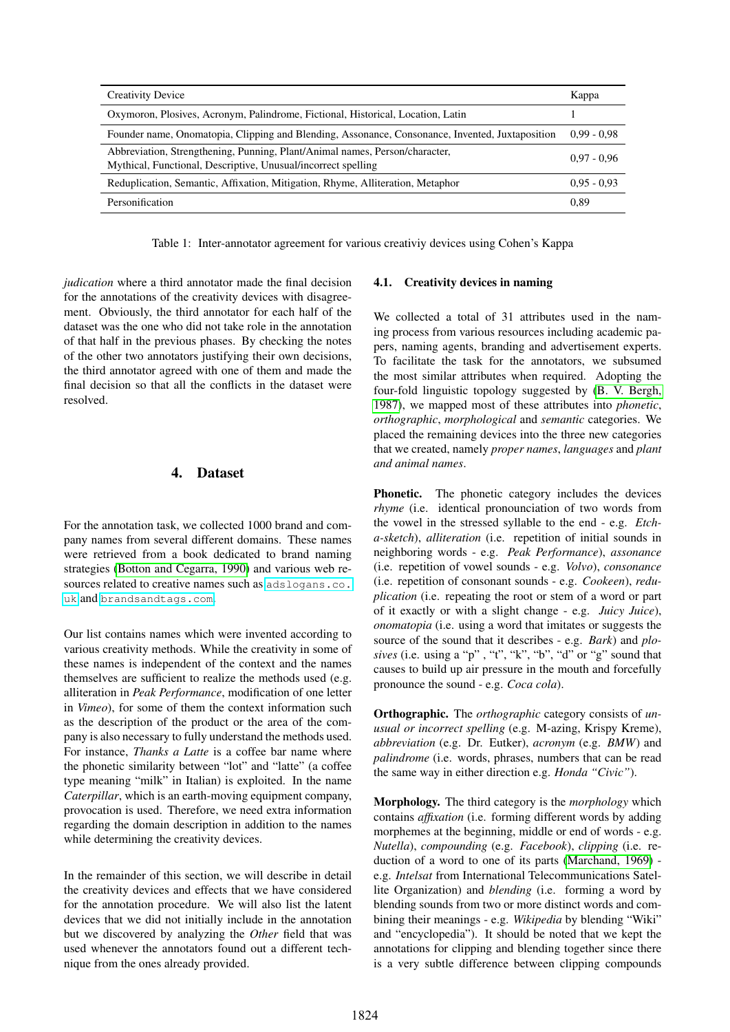| Creativity Device | Kappa |
|---|---|
| Oxymoron, Plosives, Acronym, Palindrome, Fictional, Historical, Location, Latin | 1 |
| Founder name, Onomatopia, Clipping and Blending, Assonance, Consonance, Invented, Juxtaposition | 0,99 - 0,98 |
| Abbreviation, Strengthening, Punning, Plant/Animal names, Person/character, Mythical, Functional, Descriptive, Unusual/incorrect spelling | 0,97 - 0,96 |
| Reduplication, Semantic, Affixation, Mitigation, Rhyme, Alliteration, Metaphor | 0,95 - 0,93 |
| Personification | 0,89 |

Table 1: Inter-annotator agreement for various creativiy devices using Cohen's Kappa

*judication* where a third annotator made the final decision for the annotations of the creativity devices with disagreement. Obviously, the third annotator for each half of the dataset was the one who did not take role in the annotation of that half in the previous phases. By checking the notes of the other two annotators justifying their own decisions, the third annotator agreed with one of them and made the final decision so that all the conflicts in the dataset were resolved.

## 4. Dataset

For the annotation task, we collected 1000 brand and company names from several different domains. These names were retrieved from a book dedicated to brand naming strategies (Botton and Cegarra, 1990) and various web resources related to creative names such as adslogans.co.uk and brandsandtags.com.

Our list contains names which were invented according to various creativity methods. While the creativity in some of these names is independent of the context and the names themselves are sufficient to realize the methods used (e.g. alliteration in *Peak Performance*, modification of one letter in *Vimeo*), for some of them the context information such as the description of the product or the area of the company is also necessary to fully understand the methods used. For instance, *Thanks a Latte* is a coffee bar name where the phonetic similarity between "lot" and "latte" (a coffee type meaning "milk" in Italian) is exploited. In the name *Caterpillar*, which is an earth-moving equipment company, provocation is used. Therefore, we need extra information regarding the domain description in addition to the names while determining the creativity devices.

In the remainder of this section, we will describe in detail the creativity devices and effects that we have considered for the annotation procedure. We will also list the latent devices that we did not initially include in the annotation but we discovered by analyzing the *Other* field that was used whenever the annotators found out a different technique from the ones already provided.

### 4.1. Creativity devices in naming

We collected a total of 31 attributes used in the naming process from various resources including academic papers, naming agents, branding and advertisement experts. To facilitate the task for the annotators, we subsumed the most similar attributes when required. Adopting the four-fold linguistic topology suggested by (B. V. Bergh, 1987), we mapped most of these attributes into *phonetic*, *orthographic*, *morphological* and *semantic* categories. We placed the remaining devices into the three new categories that we created, namely *proper names*, *languages* and *plant and animal names*.

**Phonetic.** The phonetic category includes the devices *rhyme* (i.e. identical pronounciation of two words from the vowel in the stressed syllable to the end - e.g. *Etch-a-sketch*), *alliteration* (i.e. repetition of initial sounds in neighboring words - e.g. *Peak Performance*), *assonance* (i.e. repetition of vowel sounds - e.g. *Volvo*), *consonance* (i.e. repetition of consonant sounds - e.g. *Cookeen*), *reduplication* (i.e. repeating the root or stem of a word or part of it exactly or with a slight change - e.g. *Juicy Juice*), *onomatopia* (i.e. using a word that imitates or suggests the source of the sound that it describes - e.g. *Bark*) and *plosives* (i.e. using a "p" , "t", "k", "b", "d" or "g" sound that causes to build up air pressure in the mouth and forcefully pronounce the sound - e.g. *Coca cola*).

**Orthographic.** The *orthographic* category consists of *unusual or incorrect spelling* (e.g. M-azing, Krispy Kreme), *abbreviation* (e.g. Dr. Eutker), *acronym* (e.g. *BMW*) and *palindrome* (i.e. words, phrases, numbers that can be read the same way in either direction e.g. *Honda "Civic"*).

**Morphology.** The third category is the *morphology* which contains *affixation* (i.e. forming different words by adding morphemes at the beginning, middle or end of words - e.g. *Nutella*), *compounding* (e.g. *Facebook*), *clipping* (i.e. reduction of a word to one of its parts (Marchand, 1969) - e.g. *Intelsat* from International Telecommunications Satellite Organization) and *blending* (i.e. forming a word by blending sounds from two or more distinct words and combining their meanings - e.g. *Wikipedia* by blending "Wiki" and "encyclopedia"). It should be noted that we kept the annotations for clipping and blending together since there is a very subtle difference between clipping compounds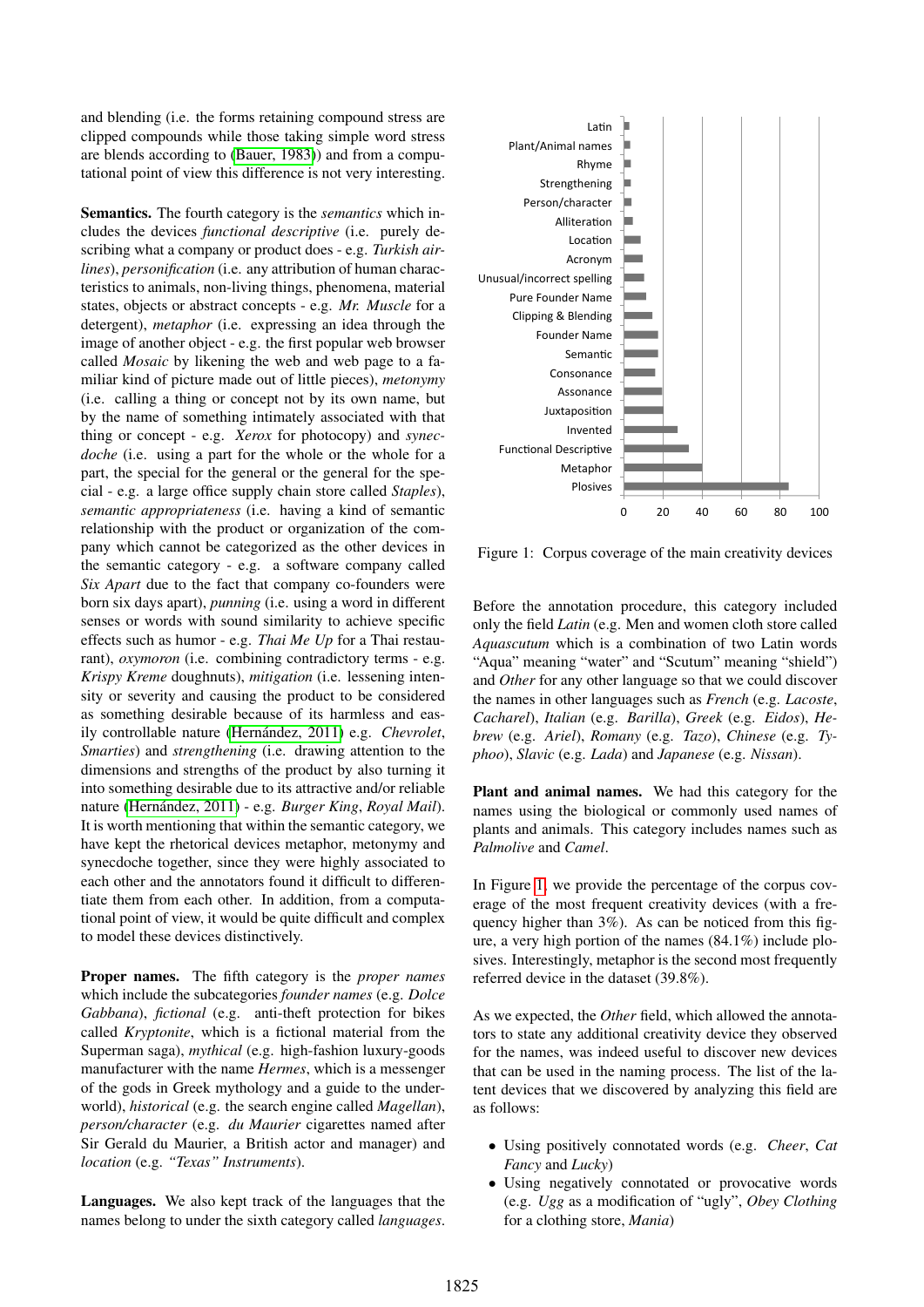and blending (i.e. the forms retaining compound stress are clipped compounds while those taking simple word stress are blends according to (Bauer, 1983)) and from a computational point of view this difference is not very interesting.

**Semantics.** The fourth category is the *semantics* which includes the devices *functional descriptive* (i.e. purely describing what a company or product does - e.g. *Turkish airlines*), *personification* (i.e. any attribution of human characteristics to animals, non-living things, phenomena, material states, objects or abstract concepts - e.g. *Mr. Muscle* for a detergent), *metaphor* (i.e. expressing an idea through the image of another object - e.g. the first popular web browser called *Mosaic* by likening the web and web page to a familiar kind of picture made out of little pieces), *metonymy* (i.e. calling a thing or concept not by its own name, but by the name of something intimately associated with that thing or concept - e.g. *Xerox* for photocopy) and *synecdoche* (i.e. using a part for the whole or the whole for a part, the special for the general or the general for the special - e.g. a large office supply chain store called *Staples*), *semantic appropriateness* (i.e. having a kind of semantic relationship with the product or organization of the company which cannot be categorized as the other devices in the semantic category - e.g. a software company called *Six Apart* due to the fact that company co-founders were born six days apart), *punning* (i.e. using a word in different senses or words with sound similarity to achieve specific effects such as humor - e.g. *Thai Me Up* for a Thai restaurant), *oxymoron* (i.e. combining contradictory terms - e.g. *Krispy Kreme* doughnuts), *mitigation* (i.e. lessening intensity or severity and causing the product to be considered as something desirable because of its harmless and easily controllable nature (Hernández, 2011) e.g. *Chevrolet*, *Smarties*) and *strengthening* (i.e. drawing attention to the dimensions and strengths of the product by also turning it into something desirable due to its attractive and/or reliable nature (Hernández, 2011) - e.g. *Burger King*, *Royal Mail*). It is worth mentioning that within the semantic category, we have kept the rhetorical devices metaphor, metonymy and synecdoche together, since they were highly associated to each other and the annotators found it difficult to differentiate them from each other. In addition, from a computational point of view, it would be quite difficult and complex to model these devices distinctively.

**Proper names.** The fifth category is the *proper names* which include the subcategories *founder names* (e.g. *Dolce Gabbana*), *fictional* (e.g. anti-theft protection for bikes called *Kryptonite*, which is a fictional material from the Superman saga), *mythical* (e.g. high-fashion luxury-goods manufacturer with the name *Hermes*, which is a messenger of the gods in Greek mythology and a guide to the underworld), *historical* (e.g. the search engine called *Magellan*), *person/character* (e.g. *du Maurier* cigarettes named after Sir Gerald du Maurier, a British actor and manager) and *location* (e.g. *"Texas" Instruments*).

**Languages.** We also kept track of the languages that the names belong to under the sixth category called *languages*.

| Device | Corpus coverage (%) |
|---|---|
| Latin | |
| Plant/Animal names | |
| Rhyme | |
| Strengthening | |
| Person/character | |
| Alliteration | |
| Location | |
| Acronym | |
| Unusual/incorrect spelling | |
| Pure Founder Name | |
| Clipping & Blending | |
| Founder Name | |
| Semantic | |
| Consonance | |
| Assonance | |
| Juxtaposition | |
| Invented | |
| Functional Descriptive | |
| Metaphor | |
| Plosives | |

Figure 1: Corpus coverage of the main creativity devices

Before the annotation procedure, this category included only the field *Latin* (e.g. Men and women cloth store called *Aquascutum* which is a combination of two Latin words "Aqua" meaning "water" and "Scutum" meaning "shield") and *Other* for any other language so that we could discover the names in other languages such as *French* (e.g. *Lacoste*, *Cacharel*), *Italian* (e.g. *Barilla*), *Greek* (e.g. *Eidos*), *Hebrew* (e.g. *Ariel*), *Romany* (e.g. *Tazo*), *Chinese* (e.g. *Typhoo*), *Slavic* (e.g. *Lada*) and *Japanese* (e.g. *Nissan*).

**Plant and animal names.** We had this category for the names using the biological or commonly used names of plants and animals. This category includes names such as *Palmolive* and *Camel*.

In Figure 1, we provide the percentage of the corpus coverage of the most frequent creativity devices (with a frequency higher than 3%). As can be noticed from this figure, a very high portion of the names (84.1%) include plosives. Interestingly, metaphor is the second most frequently referred device in the dataset (39.8%).

As we expected, the *Other* field, which allowed the annotators to state any additional creativity device they observed for the names, was indeed useful to discover new devices that can be used in the naming process. The list of the latent devices that we discovered by analyzing this field are as follows:

- Using positively connotated words (e.g. *Cheer*, *Cat Fancy* and *Lucky*)
- Using negatively connotated or provocative words (e.g. *Ugg* as a modification of "ugly", *Obey Clothing* for a clothing store, *Mania*)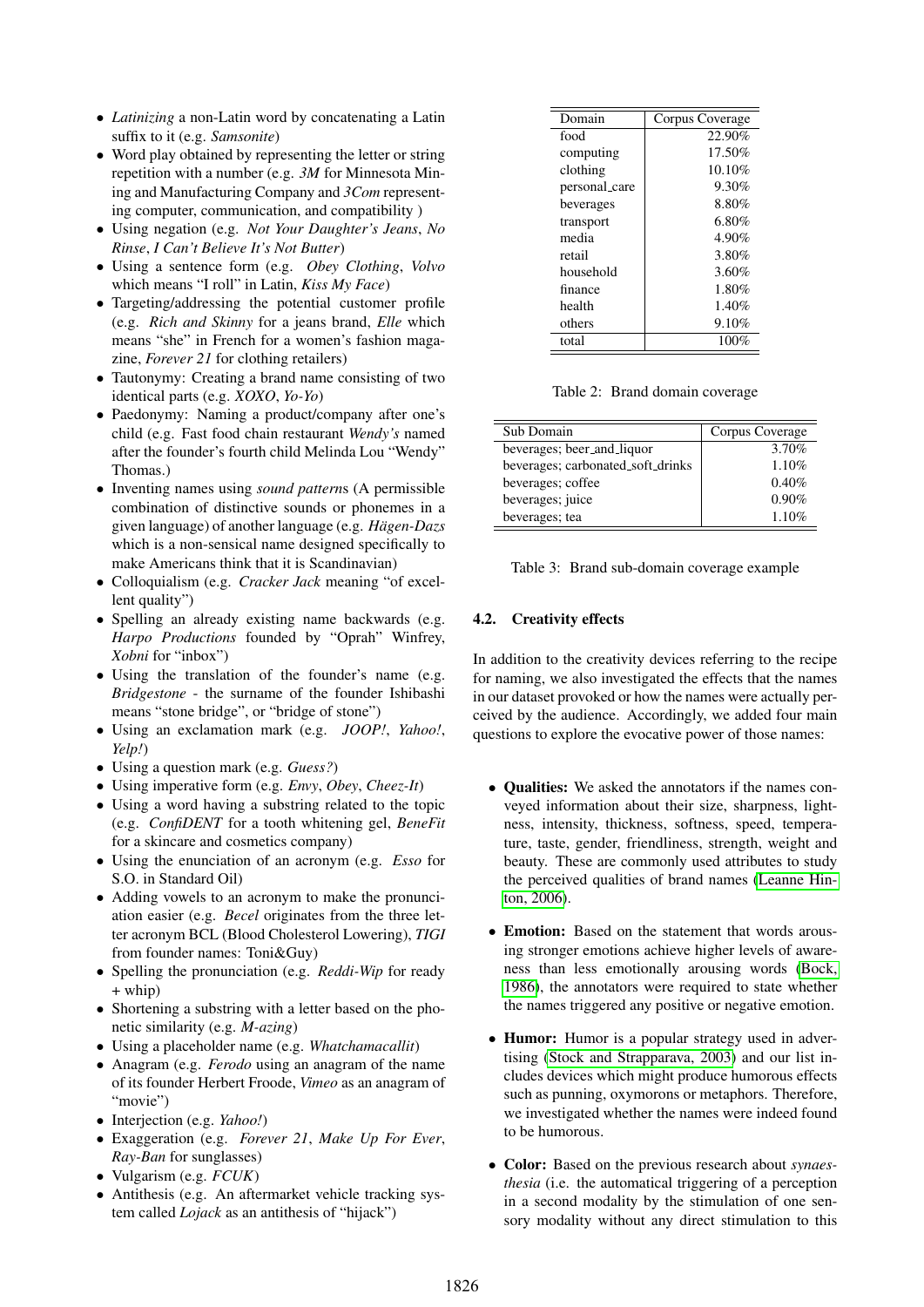- *Latinizing* a non-Latin word by concatenating a Latin suffix to it (e.g. *Samsonite*)
- Word play obtained by representing the letter or string repetition with a number (e.g. *3M* for Minnesota Mining and Manufacturing Company and *3Com* representing computer, communication, and compatibility )
- Using negation (e.g. *Not Your Daughter's Jeans*, *No Rinse*, *I Can't Believe It's Not Butter*)
- Using a sentence form (e.g. *Obey Clothing*, *Volvo* which means "I roll" in Latin, *Kiss My Face*)
- Targeting/addressing the potential customer profile (e.g. *Rich and Skinny* for a jeans brand, *Elle* which means "she" in French for a women's fashion magazine, *Forever 21* for clothing retailers)
- Tautonymy: Creating a brand name consisting of two identical parts (e.g. *XOXO*, *Yo-Yo*)
- Paedonymy: Naming a product/company after one's child (e.g. Fast food chain restaurant *Wendy's* named after the founder's fourth child Melinda Lou "Wendy" Thomas.)
- Inventing names using *sound pattern*s (A permissible combination of distinctive sounds or phonemes in a given language) of another language (e.g. *Hägen-Dazs* which is a non-sensical name designed specifically to make Americans think that it is Scandinavian)
- Colloquialism (e.g. *Cracker Jack* meaning "of excellent quality")
- Spelling an already existing name backwards (e.g. *Harpo Productions* founded by "Oprah" Winfrey, *Xobni* for "inbox")
- Using the translation of the founder's name (e.g. *Bridgestone* - the surname of the founder Ishibashi means "stone bridge", or "bridge of stone")
- Using an exclamation mark (e.g. *JOOP!*, *Yahoo!*, *Yelp!*)
- Using a question mark (e.g. *Guess?*)
- Using imperative form (e.g. *Envy*, *Obey*, *Cheez-It*)
- Using a word having a substring related to the topic (e.g. *ConfiDENT* for a tooth whitening gel, *BeneFit* for a skincare and cosmetics company)
- Using the enunciation of an acronym (e.g. *Esso* for S.O. in Standard Oil)
- Adding vowels to an acronym to make the pronunciation easier (e.g. *Becel* originates from the three letter acronym BCL (Blood Cholesterol Lowering), *TIGI* from founder names: Toni&Guy)
- Spelling the pronunciation (e.g. *Reddi-Wip* for ready + whip)
- Shortening a substring with a letter based on the phonetic similarity (e.g. *M-azing*)
- Using a placeholder name (e.g. *Whatchamacallit*)
- Anagram (e.g. *Ferodo* using an anagram of the name of its founder Herbert Froode, *Vimeo* as an anagram of "movie")
- Interjection (e.g. *Yahoo!*)
- Exaggeration (e.g. *Forever 21*, *Make Up For Ever*, *Ray-Ban* for sunglasses)
- Vulgarism (e.g. *FCUK*)
- Antithesis (e.g. An aftermarket vehicle tracking system called *Lojack* as an antithesis of "hijack")

| Domain | Corpus Coverage |
|---|---|
| food | 22.90% |
| computing | 17.50% |
| clothing | 10.10% |
| personal_care | 9.30% |
| beverages | 8.80% |
| transport | 6.80% |
| media | 4.90% |
| retail | 3.80% |
| household | 3.60% |
| finance | 1.80% |
| health | 1.40% |
| others | 9.10% |
| total | 100% |

Table 2: Brand domain coverage

| Sub Domain | Corpus Coverage |
|---|---|
| beverages; beer_and_liquor | 3.70% |
| beverages; carbonated_soft_drinks | 1.10% |
| beverages; coffee | 0.40% |
| beverages; juice | 0.90% |
| beverages; tea | 1.10% |

Table 3: Brand sub-domain coverage example

### 4.2. Creativity effects

In addition to the creativity devices referring to the recipe for naming, we also investigated the effects that the names in our dataset provoked or how the names were actually perceived by the audience. Accordingly, we added four main questions to explore the evocative power of those names:

- **Qualities:** We asked the annotators if the names conveyed information about their size, sharpness, lightness, intensity, thickness, softness, speed, temperature, taste, gender, friendliness, strength, weight and beauty. These are commonly used attributes to study the perceived qualities of brand names (Leanne Hinton, 2006).
- **Emotion:** Based on the statement that words arousing stronger emotions achieve higher levels of awareness than less emotionally arousing words (Bock, 1986), the annotators were required to state whether the names triggered any positive or negative emotion.
- **Humor:** Humor is a popular strategy used in advertising (Stock and Strapparava, 2003) and our list includes devices which might produce humorous effects such as punning, oxymorons or metaphors. Therefore, we investigated whether the names were indeed found to be humorous.
- **Color:** Based on the previous research about *synaesthesia* (i.e. the automatical triggering of a perception in a second modality by the stimulation of one sensory modality without any direct stimulation to this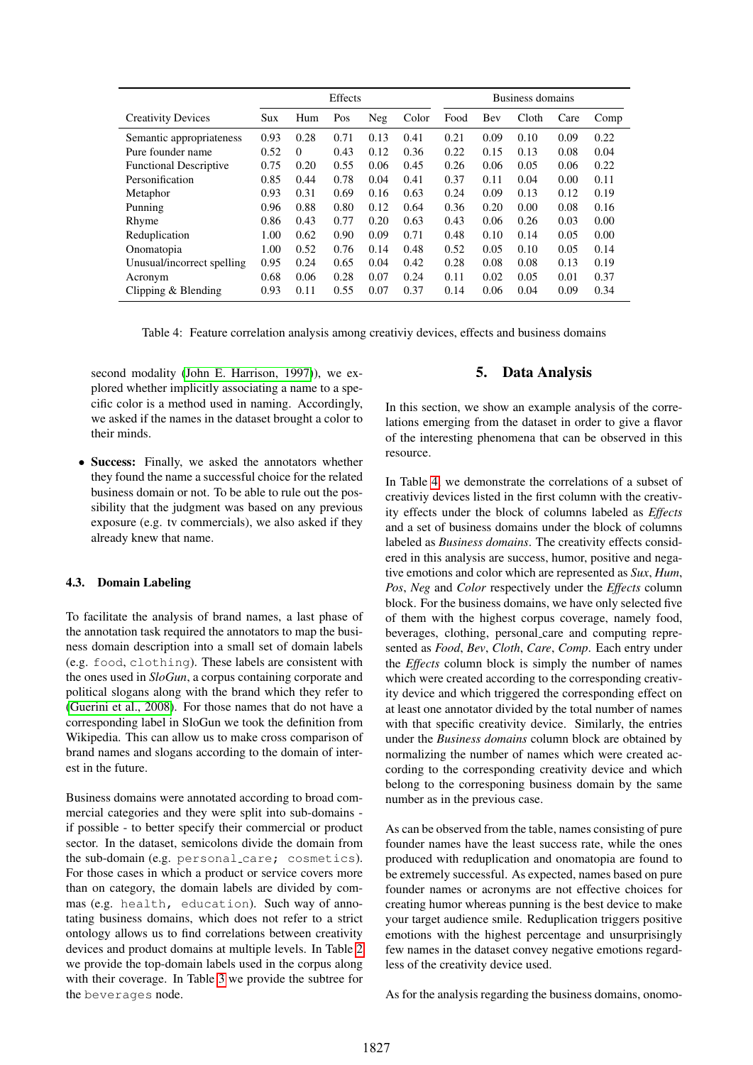| Creativity Devices | Effects | | | | | Business domains | | | | |
|---|---|---|---|---|---|---|---|---|---|---|
| | Sux | Hum | Pos | Neg | Color | Food | Bev | Cloth | Care | Comp |
| Semantic appropriateness | 0.93 | 0.28 | 0.71 | 0.13 | 0.41 | 0.21 | 0.09 | 0.10 | 0.09 | 0.22 |
| Pure founder name | 0.52 | 0 | 0.43 | 0.12 | 0.36 | 0.22 | 0.15 | 0.13 | 0.08 | 0.04 |
| Functional Descriptive | 0.75 | 0.20 | 0.55 | 0.06 | 0.45 | 0.26 | 0.06 | 0.05 | 0.06 | 0.22 |
| Personification | 0.85 | 0.44 | 0.78 | 0.04 | 0.41 | 0.37 | 0.11 | 0.04 | 0.00 | 0.11 |
| Metaphor | 0.93 | 0.31 | 0.69 | 0.16 | 0.63 | 0.24 | 0.09 | 0.13 | 0.12 | 0.19 |
| Punning | 0.96 | 0.88 | 0.80 | 0.12 | 0.64 | 0.36 | 0.20 | 0.00 | 0.08 | 0.16 |
| Rhyme | 0.86 | 0.43 | 0.77 | 0.20 | 0.63 | 0.43 | 0.06 | 0.26 | 0.03 | 0.00 |
| Reduplication | 1.00 | 0.62 | 0.90 | 0.09 | 0.71 | 0.48 | 0.10 | 0.14 | 0.05 | 0.00 |
| Onomatopia | 1.00 | 0.52 | 0.76 | 0.14 | 0.48 | 0.52 | 0.05 | 0.10 | 0.05 | 0.14 |
| Unusual/incorrect spelling | 0.95 | 0.24 | 0.65 | 0.04 | 0.42 | 0.28 | 0.08 | 0.08 | 0.13 | 0.19 |
| Acronym | 0.68 | 0.06 | 0.28 | 0.07 | 0.24 | 0.11 | 0.02 | 0.05 | 0.01 | 0.37 |
| Clipping & Blending | 0.93 | 0.11 | 0.55 | 0.07 | 0.37 | 0.14 | 0.06 | 0.04 | 0.09 | 0.34 |

Table 4: Feature correlation analysis among creativiy devices, effects and business domains

second modality (John E. Harrison, 1997), we explored whether implicitly associating a name to a specific color is a method used in naming. Accordingly, we asked if the names in the dataset brought a color to their minds.

- **Success:** Finally, we asked the annotators whether they found the name a successful choice for the related business domain or not. To be able to rule out the possibility that the judgment was based on any previous exposure (e.g. tv commercials), we also asked if they already knew that name.

### 4.3. Domain Labeling

To facilitate the analysis of brand names, a last phase of the annotation task required the annotators to map the business domain description into a small set of domain labels (e.g. `food`, `clothing`). These labels are consistent with the ones used in *SloGun*, a corpus containing corporate and political slogans along with the brand which they refer to (Guerini et al., 2008). For those names that do not have a corresponding label in SloGun we took the definition from Wikipedia. This can allow us to make cross comparison of brand names and slogans according to the domain of interest in the future.

Business domains were annotated according to broad commercial categories and they were split into sub-domains - if possible - to better specify their commercial or product sector. In the dataset, semicolons divide the domain from the sub-domain (e.g. `personal_care; cosmetics`). For those cases in which a product or service covers more than on category, the domain labels are divided by commas (e.g. `health, education`). Such way of annotating business domains, which does not refer to a strict ontology allows us to find correlations between creativity devices and product domains at multiple levels. In Table 2 we provide the top-domain labels used in the corpus along with their coverage. In Table 3 we provide the subtree for the `beverages` node.

## 5. Data Analysis

In this section, we show an example analysis of the correlations emerging from the dataset in order to give a flavor of the interesting phenomena that can be observed in this resource.

In Table 4, we demonstrate the correlations of a subset of creativiy devices listed in the first column with the creativity effects under the block of columns labeled as *Effects* and a set of business domains under the block of columns labeled as *Business domains*. The creativity effects considered in this analysis are success, humor, positive and negative emotions and color which are represented as *Sux*, *Hum*, *Pos*, *Neg* and *Color* respectively under the *Effects* column block. For the business domains, we have only selected five of them with the highest corpus coverage, namely food, beverages, clothing, personal_care and computing represented as *Food*, *Bev*, *Cloth*, *Care*, *Comp*. Each entry under the *Effects* column block is simply the number of names which were created according to the corresponding creativity device and which triggered the corresponding effect on at least one annotator divided by the total number of names with that specific creativity device. Similarly, the entries under the *Business domains* column block are obtained by normalizing the number of names which were created according to the corresponding creativity device and which belong to the corresponing business domain by the same number as in the previous case.

As can be observed from the table, names consisting of pure founder names have the least success rate, while the ones produced with reduplication and onomatopia are found to be extremely successful. As expected, names based on pure founder names or acronyms are not effective choices for creating humor whereas punning is the best device to make your target audience smile. Reduplication triggers positive emotions with the highest percentage and unsurprisingly few names in the dataset convey negative emotions regardless of the creativity device used.

As for the analysis regarding the business domains, onomo-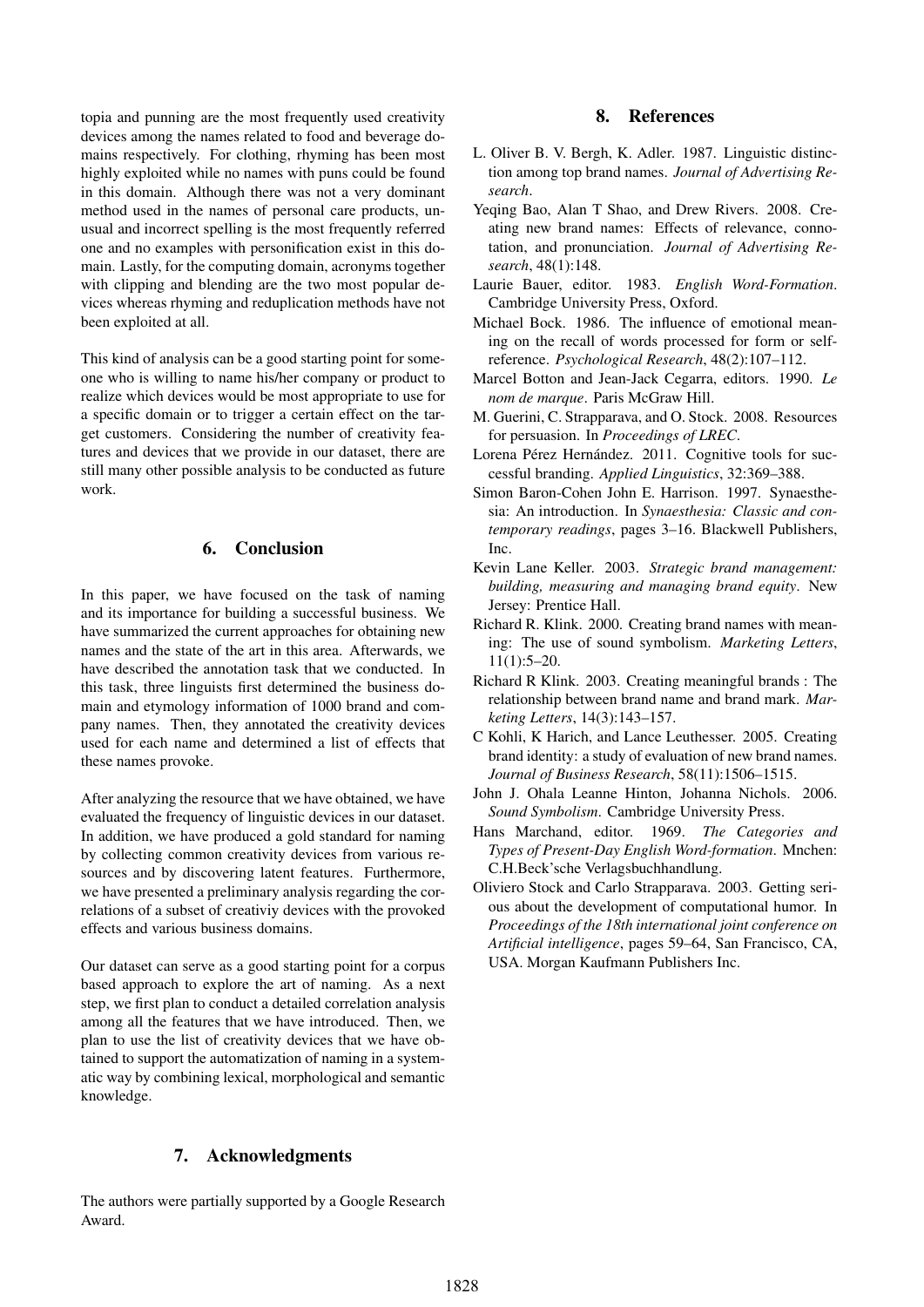topia and punning are the most frequently used creativity devices among the names related to food and beverage domains respectively. For clothing, rhyming has been most highly exploited while no names with puns could be found in this domain. Although there was not a very dominant method used in the names of personal care products, unusual and incorrect spelling is the most frequently referred one and no examples with personification exist in this domain. Lastly, for the computing domain, acronyms together with clipping and blending are the two most popular devices whereas rhyming and reduplication methods have not been exploited at all.

This kind of analysis can be a good starting point for someone who is willing to name his/her company or product to realize which devices would be most appropriate to use for a specific domain or to trigger a certain effect on the target customers. Considering the number of creativity features and devices that we provide in our dataset, there are still many other possible analysis to be conducted as future work.

## 6. Conclusion

In this paper, we have focused on the task of naming and its importance for building a successful business. We have summarized the current approaches for obtaining new names and the state of the art in this area. Afterwards, we have described the annotation task that we conducted. In this task, three linguists first determined the business domain and etymology information of 1000 brand and company names. Then, they annotated the creativity devices used for each name and determined a list of effects that these names provoke.

After analyzing the resource that we have obtained, we have evaluated the frequency of linguistic devices in our dataset. In addition, we have produced a gold standard for naming by collecting common creativity devices from various resources and by discovering latent features. Furthermore, we have presented a preliminary analysis regarding the correlations of a subset of creativiy devices with the provoked effects and various business domains.

Our dataset can serve as a good starting point for a corpus based approach to explore the art of naming. As a next step, we first plan to conduct a detailed correlation analysis among all the features that we have introduced. Then, we plan to use the list of creativity devices that we have obtained to support the automatization of naming in a systematic way by combining lexical, morphological and semantic knowledge.

## 7. Acknowledgments

The authors were partially supported by a Google Research Award.

## 8. References

L. Oliver B. V. Bergh, K. Adler. 1987. Linguistic distinction among top brand names. *Journal of Advertising Research*.

Yeqing Bao, Alan T Shao, and Drew Rivers. 2008. Creating new brand names: Effects of relevance, connotation, and pronunciation. *Journal of Advertising Research*, 48(1):148.

Laurie Bauer, editor. 1983. *English Word-Formation*. Cambridge University Press, Oxford.

Michael Bock. 1986. The influence of emotional meaning on the recall of words processed for form or self-reference. *Psychological Research*, 48(2):107–112.

Marcel Botton and Jean-Jack Cegarra, editors. 1990. *Le nom de marque*. Paris McGraw Hill.

M. Guerini, C. Strapparava, and O. Stock. 2008. Resources for persuasion. In *Proceedings of LREC*.

Lorena Pérez Hernández. 2011. Cognitive tools for successful branding. *Applied Linguistics*, 32:369–388.

Simon Baron-Cohen John E. Harrison. 1997. Synaesthesia: An introduction. In *Synaesthesia: Classic and contemporary readings*, pages 3–16. Blackwell Publishers, Inc.

Kevin Lane Keller. 2003. *Strategic brand management: building, measuring and managing brand equity*. New Jersey: Prentice Hall.

Richard R. Klink. 2000. Creating brand names with meaning: The use of sound symbolism. *Marketing Letters*, 11(1):5–20.

Richard R Klink. 2003. Creating meaningful brands : The relationship between brand name and brand mark. *Marketing Letters*, 14(3):143–157.

C Kohli, K Harich, and Lance Leuthesser. 2005. Creating brand identity: a study of evaluation of new brand names. *Journal of Business Research*, 58(11):1506–1515.

John J. Ohala Leanne Hinton, Johanna Nichols. 2006. *Sound Symbolism*. Cambridge University Press.

Hans Marchand, editor. 1969. *The Categories and Types of Present-Day English Word-formation*. Mnchen: C.H.Beck'sche Verlagsbuchhandlung.

Oliviero Stock and Carlo Strapparava. 2003. Getting serious about the development of computational humor. In *Proceedings of the 18th international joint conference on Artificial intelligence*, pages 59–64, San Francisco, CA, USA. Morgan Kaufmann Publishers Inc.